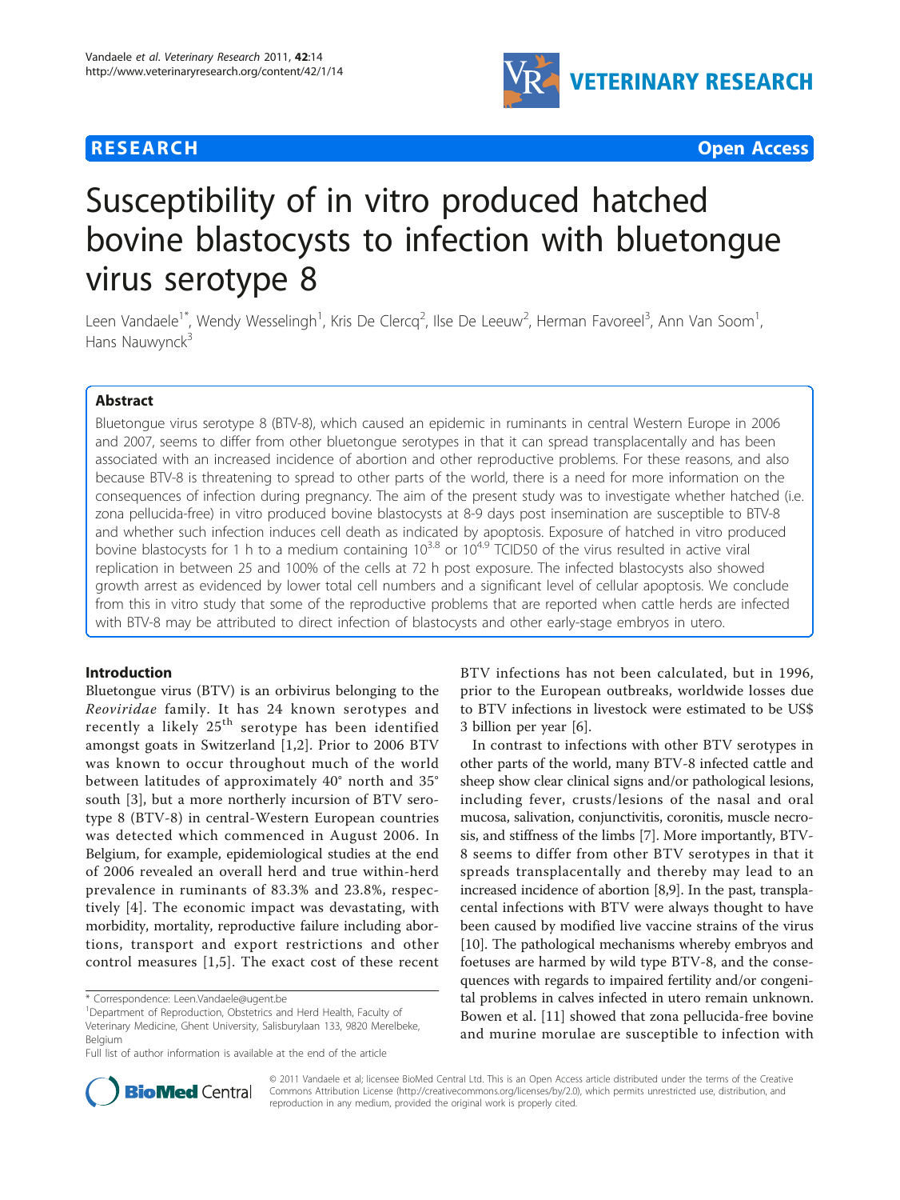**RESEARCH** **Open Access**

# Susceptibility of in vitro produced hatched bovine blastocysts to infection with bluetongue virus serotype 8

Leen Vandaele[1*], Wendy Wesselingh[1], Kris De Clercq[2], Ilse De Leeuw[2], Herman Favoreel[3], Ann Van Soom[1], Hans Nauwynck[3]

## Abstract

Bluetongue virus serotype 8 (BTV-8), which caused an epidemic in ruminants in central Western Europe in 2006 and 2007, seems to differ from other bluetongue serotypes in that it can spread transplacentally and has been associated with an increased incidence of abortion and other reproductive problems. For these reasons, and also because BTV-8 is threatening to spread to other parts of the world, there is a need for more information on the consequences of infection during pregnancy. The aim of the present study was to investigate whether hatched (i.e. zona pellucida-free) in vitro produced bovine blastocysts at 8-9 days post insemination are susceptible to BTV-8 and whether such infection induces cell death as indicated by apoptosis. Exposure of hatched in vitro produced bovine blastocysts for 1 h to a medium containing $10^{3.8}$ or $10^{4.9}$ TCID50 of the virus resulted in active viral replication in between 25 and 100% of the cells at 72 h post exposure. The infected blastocysts also showed growth arrest as evidenced by lower total cell numbers and a significant level of cellular apoptosis. We conclude from this in vitro study that some of the reproductive problems that are reported when cattle herds are infected with BTV-8 may be attributed to direct infection of blastocysts and other early-stage embryos in utero.

## Introduction

Bluetongue virus (BTV) is an orbivirus belonging to the *Reoviridae* family. It has 24 known serotypes and recently a likely 25[th] serotype has been identified amongst goats in Switzerland [1,2]. Prior to 2006 BTV was known to occur throughout much of the world between latitudes of approximately 40° north and 35° south [3], but a more northerly incursion of BTV serotype 8 (BTV-8) in central-Western European countries was detected which commenced in August 2006. In Belgium, for example, epidemiological studies at the end of 2006 revealed an overall herd and true within-herd prevalence in ruminants of 83.3% and 23.8%, respectively [4]. The economic impact was devastating, with morbidity, mortality, reproductive failure including abortions, transport and export restrictions and other control measures [1,5]. The exact cost of these recent BTV infections has not been calculated, but in 1996, prior to the European outbreaks, worldwide losses due to BTV infections in livestock were estimated to be US$ 3 billion per year [6].

In contrast to infections with other BTV serotypes in other parts of the world, many BTV-8 infected cattle and sheep show clear clinical signs and/or pathological lesions, including fever, crusts/lesions of the nasal and oral mucosa, salivation, conjunctivitis, coronitis, muscle necrosis, and stiffness of the limbs [7]. More importantly, BTV-8 seems to differ from other BTV serotypes in that it spreads transplacentally and thereby may lead to an increased incidence of abortion [8,9]. In the past, transplacental infections with BTV were always thought to have been caused by modified live vaccine strains of the virus [10]. The pathological mechanisms whereby embryos and foetuses are harmed by wild type BTV-8, and the consequences with regards to impaired fertility and/or congenital problems in calves infected in utero remain unknown. Bowen et al. [11] showed that zona pellucida-free bovine and murine morulae are susceptible to infection with

\* Correspondence: Leen.Vandaele@ugent.be
[1]Department of Reproduction, Obstetrics and Herd Health, Faculty of Veterinary Medicine, Ghent University, Salisburylaan 133, 9820 Merelbeke, Belgium
Full list of author information is available at the end of the article

© 2011 Vandaele et al; licensee BioMed Central Ltd. This is an Open Access article distributed under the terms of the Creative Commons Attribution License (http://creativecommons.org/licenses/by/2.0), which permits unrestricted use, distribution, and reproduction in any medium, provided the original work is properly cited.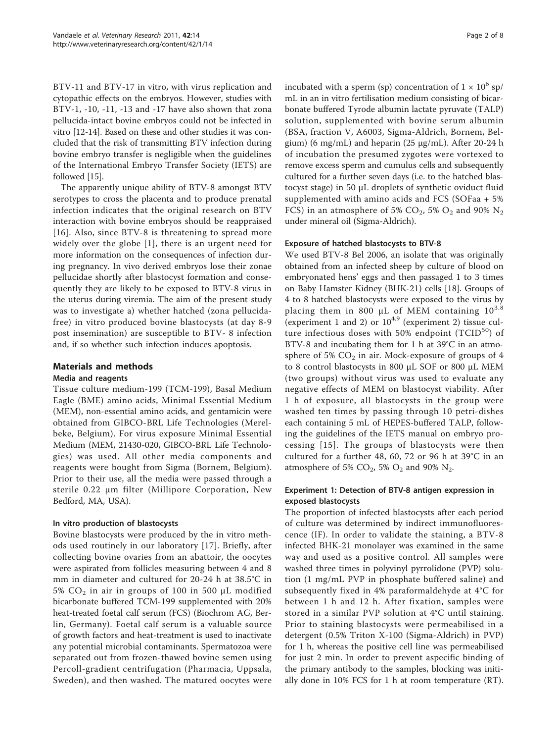BTV-11 and BTV-17 in vitro, with virus replication and cytopathic effects on the embryos. However, studies with BTV-1, -10, -11, -13 and -17 have also shown that zona pellucida-intact bovine embryos could not be infected in vitro [12-14]. Based on these and other studies it was concluded that the risk of transmitting BTV infection during bovine embryo transfer is negligible when the guidelines of the International Embryo Transfer Society (IETS) are followed [15].

The apparently unique ability of BTV-8 amongst BTV serotypes to cross the placenta and to produce prenatal infection indicates that the original research on BTV interaction with bovine embryos should be reappraised [16]. Also, since BTV-8 is threatening to spread more widely over the globe [1], there is an urgent need for more information on the consequences of infection during pregnancy. In vivo derived embryos lose their zonae pellucidae shortly after blastocyst formation and consequently they are likely to be exposed to BTV-8 virus in the uterus during viremia. The aim of the present study was to investigate a) whether hatched (zona pellucida-free) in vitro produced bovine blastocysts (at day 8-9 post insemination) are susceptible to BTV- 8 infection and, if so whether such infection induces apoptosis.

## Materials and methods

### Media and reagents

Tissue culture medium-199 (TCM-199), Basal Medium Eagle (BME) amino acids, Minimal Essential Medium (MEM), non-essential amino acids, and gentamicin were obtained from GIBCO-BRL Life Technologies (Merelbeke, Belgium). For virus exposure Minimal Essential Medium (MEM, 21430-020, GIBCO-BRL Life Technologies) was used. All other media components and reagents were bought from Sigma (Bornem, Belgium). Prior to their use, all the media were passed through a sterile 0.22 μm filter (Millipore Corporation, New Bedford, MA, USA).

### In vitro production of blastocysts

Bovine blastocysts were produced by the in vitro methods used routinely in our laboratory [17]. Briefly, after collecting bovine ovaries from an abattoir, the oocytes were aspirated from follicles measuring between 4 and 8 mm in diameter and cultured for 20-24 h at 38.5°C in 5% $CO_2$ in air in groups of 100 in 500 μL modified bicarbonate buffered TCM-199 supplemented with 20% heat-treated foetal calf serum (FCS) (Biochrom AG, Berlin, Germany). Foetal calf serum is a valuable source of growth factors and heat-treatment is used to inactivate any potential microbial contaminants. Spermatozoa were separated out from frozen-thawed bovine semen using Percoll-gradient centrifugation (Pharmacia, Uppsala, Sweden), and then washed. The matured oocytes were incubated with a sperm (sp) concentration of $1 \times 10^6$ sp/mL in an in vitro fertilisation medium consisting of bicarbonate buffered Tyrode albumin lactate pyruvate (TALP) solution, supplemented with bovine serum albumin (BSA, fraction V, A6003, Sigma-Aldrich, Bornem, Belgium) (6 mg/mL) and heparin (25 μg/mL). After 20-24 h of incubation the presumed zygotes were vortexed to remove excess sperm and cumulus cells and subsequently cultured for a further seven days (i.e. to the hatched blastocyst stage) in 50 μL droplets of synthetic oviduct fluid supplemented with amino acids and FCS (SOFaa + 5% FCS) in an atmosphere of 5% $CO_2$, 5% $O_2$ and 90% $N_2$ under mineral oil (Sigma-Aldrich).

### Exposure of hatched blastocysts to BTV-8

We used BTV-8 Bel 2006, an isolate that was originally obtained from an infected sheep by culture of blood on embryonated hens' eggs and then passaged 1 to 3 times on Baby Hamster Kidney (BHK-21) cells [18]. Groups of 4 to 8 hatched blastocysts were exposed to the virus by placing them in 800 μL of MEM containing $10^{3.8}$ (experiment 1 and 2) or $10^{4.9}$ (experiment 2) tissue culture infectious doses with 50% endpoint ($TCID^{50}$) of BTV-8 and incubating them for 1 h at 39°C in an atmosphere of 5% $CO_2$ in air. Mock-exposure of groups of 4 to 8 control blastocysts in 800 μL SOF or 800 μL MEM (two groups) without virus was used to evaluate any negative effects of MEM on blastocyst viability. After 1 h of exposure, all blastocysts in the group were washed ten times by passing through 10 petri-dishes each containing 5 mL of HEPES-buffered TALP, following the guidelines of the IETS manual on embryo processing [15]. The groups of blastocysts were then cultured for a further 48, 60, 72 or 96 h at 39°C in an atmosphere of 5% $CO_2$, 5% $O_2$ and 90% $N_2$.

### Experiment 1: Detection of BTV-8 antigen expression in exposed blastocysts

The proportion of infected blastocysts after each period of culture was determined by indirect immunofluorescence (IF). In order to validate the staining, a BTV-8 infected BHK-21 monolayer was examined in the same way and used as a positive control. All samples were washed three times in polyvinyl pyrrolidone (PVP) solution (1 mg/mL PVP in phosphate buffered saline) and subsequently fixed in 4% paraformaldehyde at 4°C for between 1 h and 12 h. After fixation, samples were stored in a similar PVP solution at 4°C until staining. Prior to staining blastocysts were permeabilised in a detergent (0.5% Triton X-100 (Sigma-Aldrich) in PVP) for 1 h, whereas the positive cell line was permeabilised for just 2 min. In order to prevent aspecific binding of the primary antibody to the samples, blocking was initially done in 10% FCS for 1 h at room temperature (RT).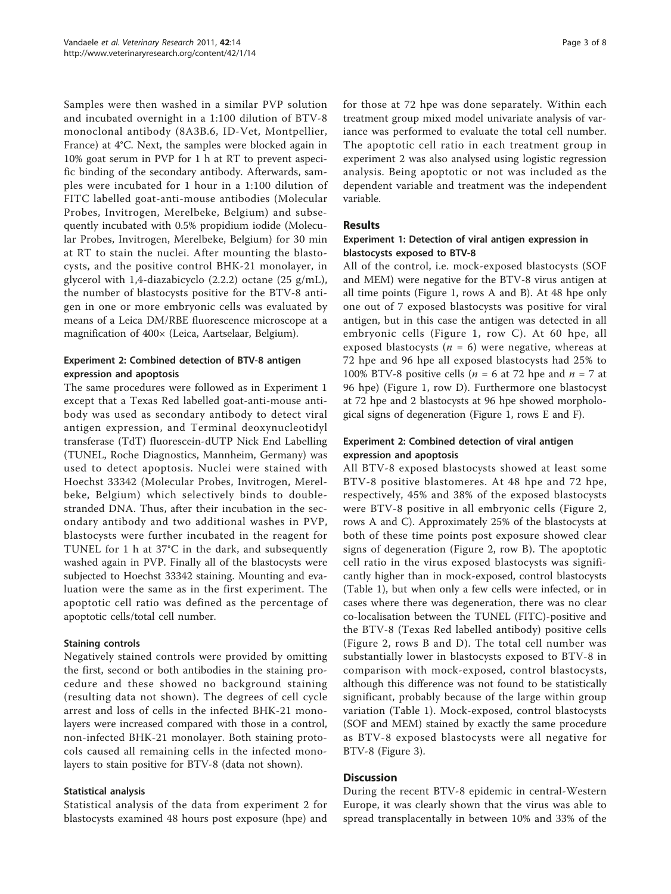Samples were then washed in a similar PVP solution and incubated overnight in a 1:100 dilution of BTV-8 monoclonal antibody (8A3B.6, ID-Vet, Montpellier, France) at 4°C. Next, the samples were blocked again in 10% goat serum in PVP for 1 h at RT to prevent aspecific binding of the secondary antibody. Afterwards, samples were incubated for 1 hour in a 1:100 dilution of FITC labelled goat-anti-mouse antibodies (Molecular Probes, Invitrogen, Merelbeke, Belgium) and subsequently incubated with 0.5% propidium iodide (Molecular Probes, Invitrogen, Merelbeke, Belgium) for 30 min at RT to stain the nuclei. After mounting the blastocysts, and the positive control BHK-21 monolayer, in glycerol with 1,4-diazabicyclo (2.2.2) octane (25 g/mL), the number of blastocysts positive for the BTV-8 antigen in one or more embryonic cells was evaluated by means of a Leica DM/RBE fluorescence microscope at a magnification of 400× (Leica, Aartselaar, Belgium).

### Experiment 2: Combined detection of BTV-8 antigen expression and apoptosis

The same procedures were followed as in Experiment 1 except that a Texas Red labelled goat-anti-mouse antibody was used as secondary antibody to detect viral antigen expression, and Terminal deoxynucleotidyl transferase (TdT) fluorescein-dUTP Nick End Labelling (TUNEL, Roche Diagnostics, Mannheim, Germany) was used to detect apoptosis. Nuclei were stained with Hoechst 33342 (Molecular Probes, Invitrogen, Merelbeke, Belgium) which selectively binds to double-stranded DNA. Thus, after their incubation in the secondary antibody and two additional washes in PVP, blastocysts were further incubated in the reagent for TUNEL for 1 h at 37°C in the dark, and subsequently washed again in PVP. Finally all of the blastocysts were subjected to Hoechst 33342 staining. Mounting and evaluation were the same as in the first experiment. The apoptotic cell ratio was defined as the percentage of apoptotic cells/total cell number.

### Staining controls

Negatively stained controls were provided by omitting the first, second or both antibodies in the staining procedure and these showed no background staining (resulting data not shown). The degrees of cell cycle arrest and loss of cells in the infected BHK-21 monolayers were increased compared with those in a control, non-infected BHK-21 monolayer. Both staining protocols caused all remaining cells in the infected monolayers to stain positive for BTV-8 (data not shown).

### Statistical analysis

Statistical analysis of the data from experiment 2 for blastocysts examined 48 hours post exposure (hpe) and for those at 72 hpe was done separately. Within each treatment group mixed model univariate analysis of variance was performed to evaluate the total cell number. The apoptotic cell ratio in each treatment group in experiment 2 was also analysed using logistic regression analysis. Being apoptotic or not was included as the dependent variable and treatment was the independent variable.

## Results

### Experiment 1: Detection of viral antigen expression in blastocysts exposed to BTV-8

All of the control, i.e. mock-exposed blastocysts (SOF and MEM) were negative for the BTV-8 virus antigen at all time points (Figure 1, rows A and B). At 48 hpe only one out of 7 exposed blastocysts was positive for viral antigen, but in this case the antigen was detected in all embryonic cells (Figure 1, row C). At 60 hpe, all exposed blastocysts ($n = 6$) were negative, whereas at 72 hpe and 96 hpe all exposed blastocysts had 25% to 100% BTV-8 positive cells ($n = 6$ at 72 hpe and $n = 7$ at 96 hpe) (Figure 1, row D). Furthermore one blastocyst at 72 hpe and 2 blastocysts at 96 hpe showed morphological signs of degeneration (Figure 1, rows E and F).

### Experiment 2: Combined detection of viral antigen expression and apoptosis

All BTV-8 exposed blastocysts showed at least some BTV-8 positive blastomeres. At 48 hpe and 72 hpe, respectively, 45% and 38% of the exposed blastocysts were BTV-8 positive in all embryonic cells (Figure 2, rows A and C). Approximately 25% of the blastocysts at both of these time points post exposure showed clear signs of degeneration (Figure 2, row B). The apoptotic cell ratio in the virus exposed blastocysts was significantly higher than in mock-exposed, control blastocysts (Table 1), but when only a few cells were infected, or in cases where there was degeneration, there was no clear co-localisation between the TUNEL (FITC)-positive and the BTV-8 (Texas Red labelled antibody) positive cells (Figure 2, rows B and D). The total cell number was substantially lower in blastocysts exposed to BTV-8 in comparison with mock-exposed, control blastocysts, although this difference was not found to be statistically significant, probably because of the large within group variation (Table 1). Mock-exposed, control blastocysts (SOF and MEM) stained by exactly the same procedure as BTV-8 exposed blastocysts were all negative for BTV-8 (Figure 3).

## Discussion

During the recent BTV-8 epidemic in central-Western Europe, it was clearly shown that the virus was able to spread transplacentally in between 10% and 33% of the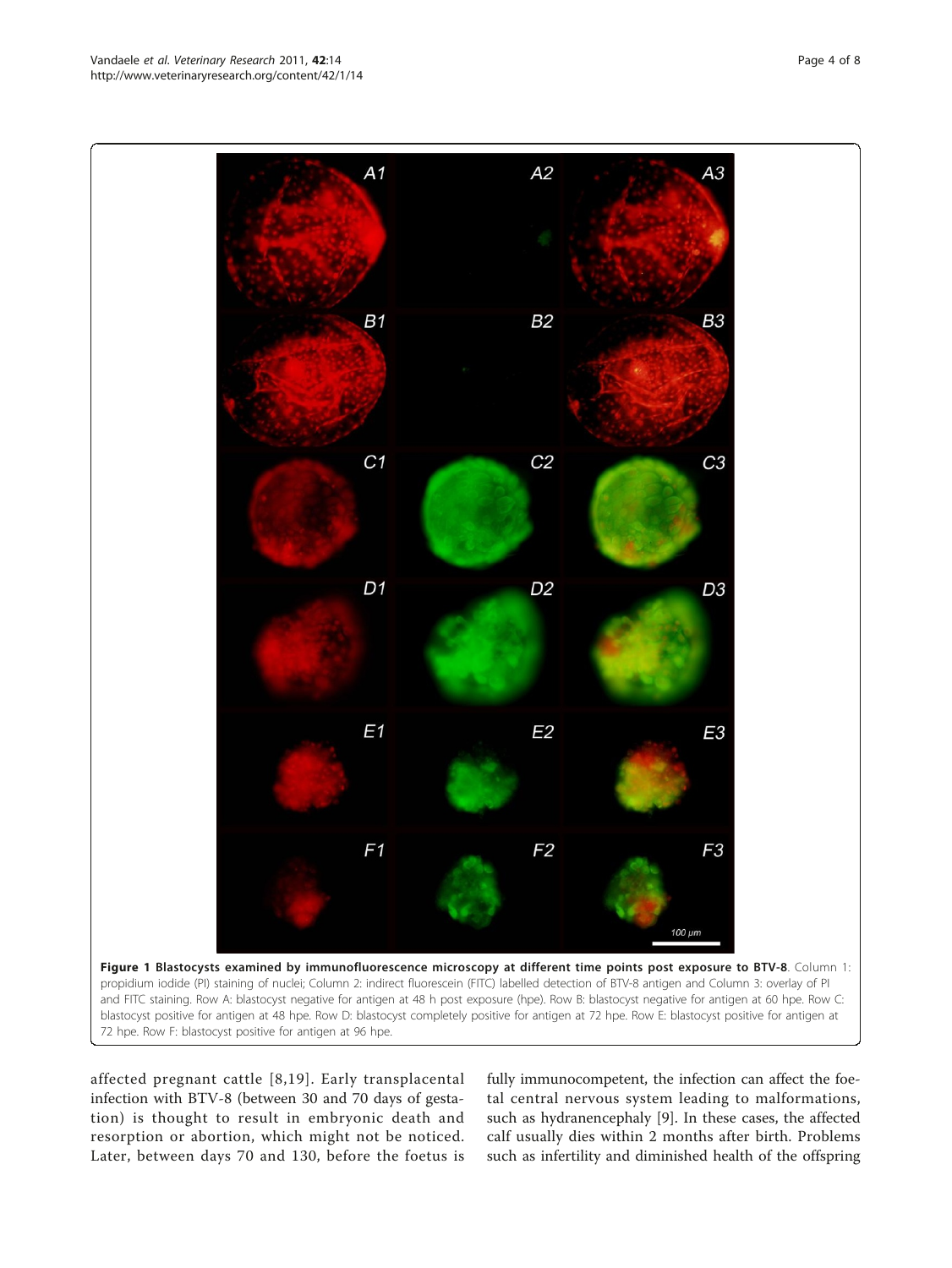**Figure 1 Blastocysts examined by immunofluorescence microscopy at different time points post exposure to BTV-8**. Column 1: propidium iodide (PI) staining of nuclei; Column 2: indirect fluorescein (FITC) labelled detection of BTV-8 antigen and Column 3: overlay of PI and FITC staining. Row A: blastocyst negative for antigen at 48 h post exposure (hpe). Row B: blastocyst negative for antigen at 60 hpe. Row C: blastocyst positive for antigen at 48 hpe. Row D: blastocyst completely positive for antigen at 72 hpe. Row E: blastocyst positive for antigen at 72 hpe. Row F: blastocyst positive for antigen at 96 hpe.

affected pregnant cattle [8,19]. Early transplacental infection with BTV-8 (between 30 and 70 days of gestation) is thought to result in embryonic death and resorption or abortion, which might not be noticed. Later, between days 70 and 130, before the foetus is fully immunocompetent, the infection can affect the foetal central nervous system leading to malformations, such as hydranencephaly [9]. In these cases, the affected calf usually dies within 2 months after birth. Problems such as infertility and diminished health of the offspring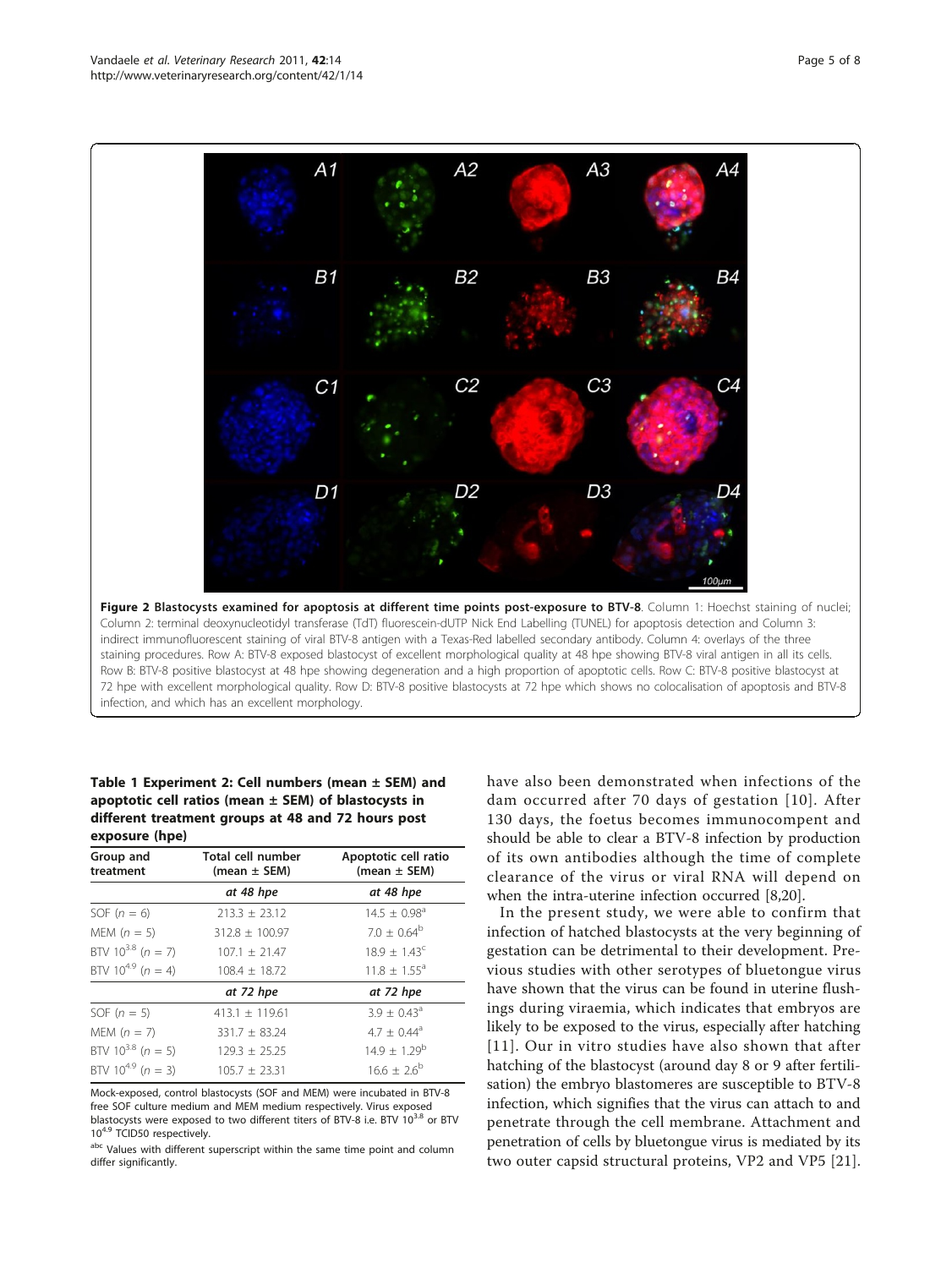**Figure 2 Blastocysts examined for apoptosis at different time points post-exposure to BTV-8**. Column 1: Hoechst staining of nuclei; Column 2: terminal deoxynucleotidyl transferase (TdT) fluorescein-dUTP Nick End Labelling (TUNEL) for apoptosis detection and Column 3: indirect immunofluorescent staining of viral BTV-8 antigen with a Texas-Red labelled secondary antibody. Column 4: overlays of the three staining procedures. Row A: BTV-8 exposed blastocyst of excellent morphological quality at 48 hpe showing BTV-8 viral antigen in all its cells. Row B: BTV-8 positive blastocyst at 48 hpe showing degeneration and a high proportion of apoptotic cells. Row C: BTV-8 positive blastocyst at 72 hpe with excellent morphological quality. Row D: BTV-8 positive blastocysts at 72 hpe which shows no colocalisation of apoptosis and BTV-8 infection, and which has an excellent morphology.

**Table 1 Experiment 2: Cell numbers (mean ± SEM) and apoptotic cell ratios (mean ± SEM) of blastocysts in different treatment groups at 48 and 72 hours post exposure (hpe)**

| Group and treatment | Total cell number (mean ± SEM) | Apoptotic cell ratio (mean ± SEM) |
|---|---|---|
| | *at 48 hpe* | *at 48 hpe* |
| SOF ($n$ = 6) | 213.3 ± 23.12 | 14.5 ± 0.98[a] |
| MEM ($n$ = 5) | 312.8 ± 100.97 | 7.0 ± 0.64[b] |
| BTV $10^{3.8}$ ($n$ = 7) | 107.1 ± 21.47 | 18.9 ± 1.43[c] |
| BTV $10^{4.9}$ ($n$ = 4) | 108.4 ± 18.72 | 11.8 ± 1.55[a] |
| | *at 72 hpe* | *at 72 hpe* |
| SOF ($n$ = 5) | 413.1 ± 119.61 | 3.9 ± 0.43[a] |
| MEM ($n$ = 7) | 331.7 ± 83.24 | 4.7 ± 0.44[a] |
| BTV $10^{3.8}$ ($n$ = 5) | 129.3 ± 25.25 | 14.9 ± 1.29[b] |
| BTV $10^{4.9}$ ($n$ = 3) | 105.7 ± 23.31 | 16.6 ± 2.6[b] |

Mock-exposed, control blastocysts (SOF and MEM) were incubated in BTV-8 free SOF culture medium and MEM medium respectively. Virus exposed blastocysts were exposed to two different titers of BTV-8 i.e. BTV $10^{3.8}$ or BTV $10^{4.9}$ TCID50 respectively.

[abc] Values with different superscript within the same time point and column differ significantly.

have also been demonstrated when infections of the dam occurred after 70 days of gestation [10]. After 130 days, the foetus becomes immunocompent and should be able to clear a BTV-8 infection by production of its own antibodies although the time of complete clearance of the virus or viral RNA will depend on when the intra-uterine infection occurred [8,20].

In the present study, we were able to confirm that infection of hatched blastocysts at the very beginning of gestation can be detrimental to their development. Previous studies with other serotypes of bluetongue virus have shown that the virus can be found in uterine flushings during viraemia, which indicates that embryos are likely to be exposed to the virus, especially after hatching [11]. Our in vitro studies have also shown that after hatching of the blastocyst (around day 8 or 9 after fertilisation) the embryo blastomeres are susceptible to BTV-8 infection, which signifies that the virus can attach to and penetrate through the cell membrane. Attachment and penetration of cells by bluetongue virus is mediated by its two outer capsid structural proteins, VP2 and VP5 [21].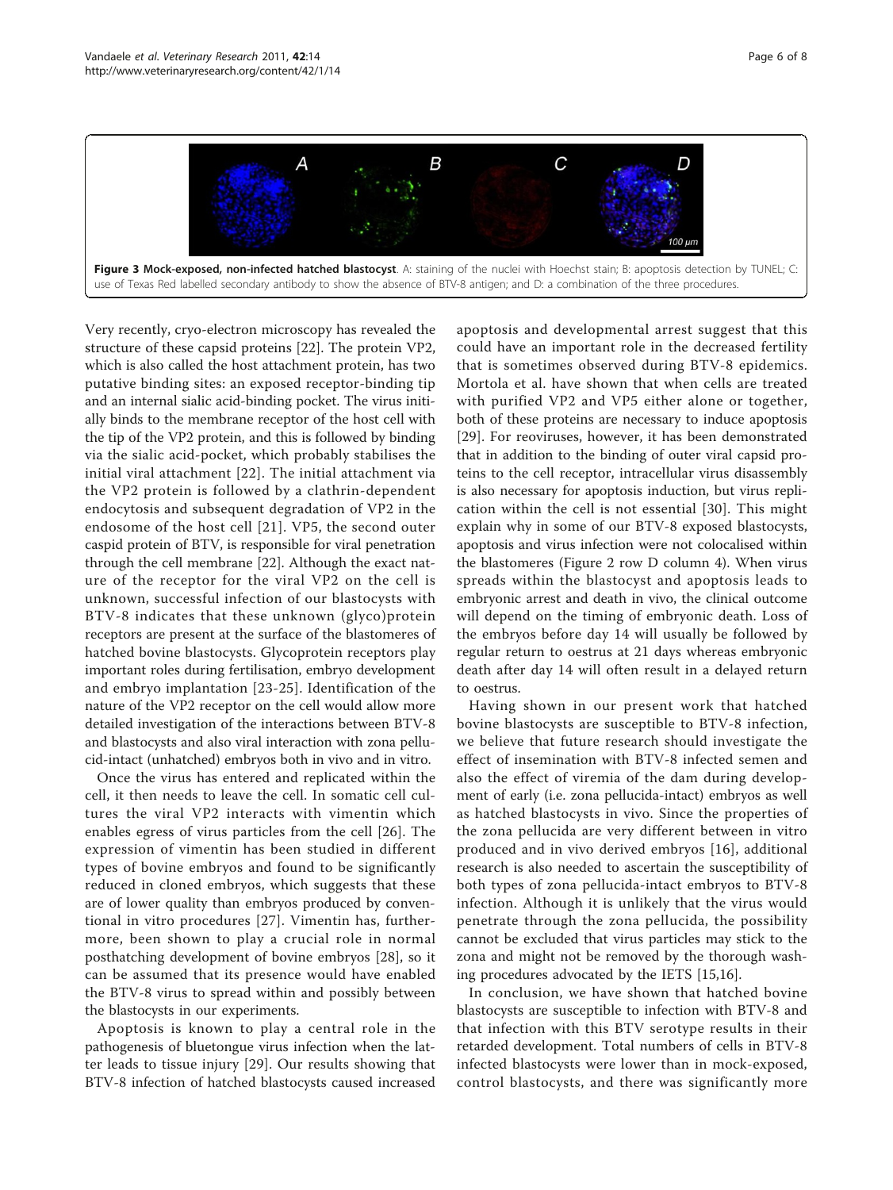**Figure 3 Mock-exposed, non-infected hatched blastocyst**. A: staining of the nuclei with Hoechst stain; B: apoptosis detection by TUNEL; C: use of Texas Red labelled secondary antibody to show the absence of BTV-8 antigen; and D: a combination of the three procedures.

Very recently, cryo-electron microscopy has revealed the structure of these capsid proteins [22]. The protein VP2, which is also called the host attachment protein, has two putative binding sites: an exposed receptor-binding tip and an internal sialic acid-binding pocket. The virus initially binds to the membrane receptor of the host cell with the tip of the VP2 protein, and this is followed by binding via the sialic acid-pocket, which probably stabilises the initial viral attachment [22]. The initial attachment via the VP2 protein is followed by a clathrin-dependent endocytosis and subsequent degradation of VP2 in the endosome of the host cell [21]. VP5, the second outer caspid protein of BTV, is responsible for viral penetration through the cell membrane [22]. Although the exact nature of the receptor for the viral VP2 on the cell is unknown, successful infection of our blastocysts with BTV-8 indicates that these unknown (glyco)protein receptors are present at the surface of the blastomeres of hatched bovine blastocysts. Glycoprotein receptors play important roles during fertilisation, embryo development and embryo implantation [23-25]. Identification of the nature of the VP2 receptor on the cell would allow more detailed investigation of the interactions between BTV-8 and blastocysts and also viral interaction with zona pellucid-intact (unhatched) embryos both in vivo and in vitro.

Once the virus has entered and replicated within the cell, it then needs to leave the cell. In somatic cell cultures the viral VP2 interacts with vimentin which enables egress of virus particles from the cell [26]. The expression of vimentin has been studied in different types of bovine embryos and found to be significantly reduced in cloned embryos, which suggests that these are of lower quality than embryos produced by conventional in vitro procedures [27]. Vimentin has, furthermore, been shown to play a crucial role in normal posthatching development of bovine embryos [28], so it can be assumed that its presence would have enabled the BTV-8 virus to spread within and possibly between the blastocysts in our experiments.

Apoptosis is known to play a central role in the pathogenesis of bluetongue virus infection when the latter leads to tissue injury [29]. Our results showing that BTV-8 infection of hatched blastocysts caused increased apoptosis and developmental arrest suggest that this could have an important role in the decreased fertility that is sometimes observed during BTV-8 epidemics. Mortola et al. have shown that when cells are treated with purified VP2 and VP5 either alone or together, both of these proteins are necessary to induce apoptosis [29]. For reoviruses, however, it has been demonstrated that in addition to the binding of outer viral capsid proteins to the cell receptor, intracellular virus disassembly is also necessary for apoptosis induction, but virus replication within the cell is not essential [30]. This might explain why in some of our BTV-8 exposed blastocysts, apoptosis and virus infection were not colocalised within the blastomeres (Figure 2 row D column 4). When virus spreads within the blastocyst and apoptosis leads to embryonic arrest and death in vivo, the clinical outcome will depend on the timing of embryonic death. Loss of the embryos before day 14 will usually be followed by regular return to oestrus at 21 days whereas embryonic death after day 14 will often result in a delayed return to oestrus.

Having shown in our present work that hatched bovine blastocysts are susceptible to BTV-8 infection, we believe that future research should investigate the effect of insemination with BTV-8 infected semen and also the effect of viremia of the dam during development of early (i.e. zona pellucida-intact) embryos as well as hatched blastocysts in vivo. Since the properties of the zona pellucida are very different between in vitro produced and in vivo derived embryos [16], additional research is also needed to ascertain the susceptibility of both types of zona pellucida-intact embryos to BTV-8 infection. Although it is unlikely that the virus would penetrate through the zona pellucida, the possibility cannot be excluded that virus particles may stick to the zona and might not be removed by the thorough washing procedures advocated by the IETS [15,16].

In conclusion, we have shown that hatched bovine blastocysts are susceptible to infection with BTV-8 and that infection with this BTV serotype results in their retarded development. Total numbers of cells in BTV-8 infected blastocysts were lower than in mock-exposed, control blastocysts, and there was significantly more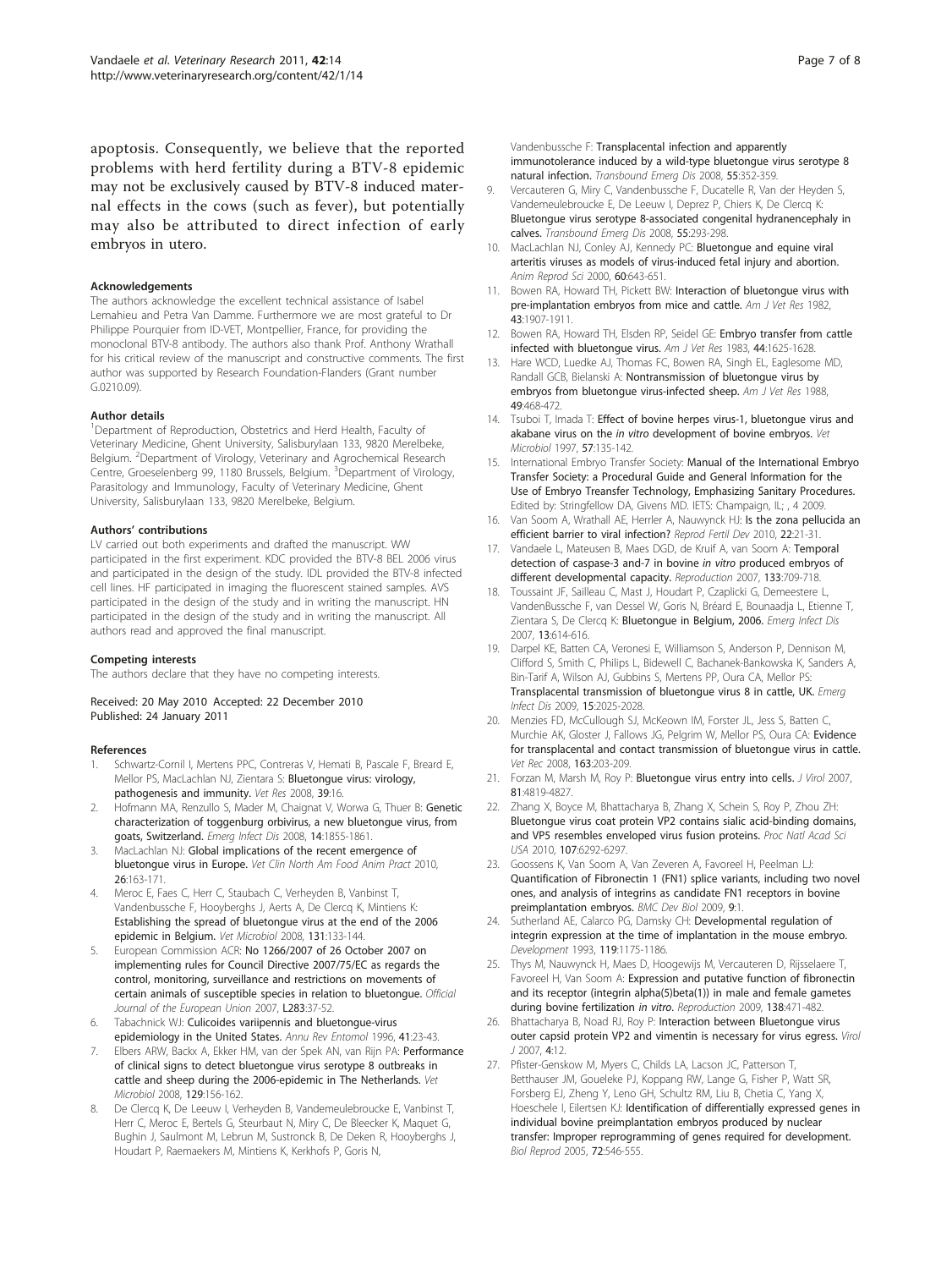apoptosis. Consequently, we believe that the reported problems with herd fertility during a BTV-8 epidemic may not be exclusively caused by BTV-8 induced maternal effects in the cows (such as fever), but potentially may also be attributed to direct infection of early embryos in utero.

#### Acknowledgements

The authors acknowledge the excellent technical assistance of Isabel Lemahieu and Petra Van Damme. Furthermore we are most grateful to Dr Philippe Pourquier from ID-VET, Montpellier, France, for providing the monoclonal BTV-8 antibody. The authors also thank Prof. Anthony Wrathall for his critical review of the manuscript and constructive comments. The first author was supported by Research Foundation-Flanders (Grant number G.0210.09).

#### Author details

[1]Department of Reproduction, Obstetrics and Herd Health, Faculty of Veterinary Medicine, Ghent University, Salisburylaan 133, 9820 Merelbeke, Belgium. [2]Department of Virology, Veterinary and Agrochemical Research Centre, Groeselenberg 99, 1180 Brussels, Belgium. [3]Department of Virology, Parasitology and Immunology, Faculty of Veterinary Medicine, Ghent University, Salisburylaan 133, 9820 Merelbeke, Belgium.

#### Authors' contributions

LV carried out both experiments and drafted the manuscript. WW participated in the first experiment. KDC provided the BTV-8 BEL 2006 virus and participated in the design of the study. IDL provided the BTV-8 infected cell lines. HF participated in imaging the fluorescent stained samples. AVS participated in the design of the study and in writing the manuscript. HN participated in the design of the study and in writing the manuscript. All authors read and approved the final manuscript.

#### Competing interests

The authors declare that they have no competing interests.

Received: 20 May 2010 Accepted: 22 December 2010
Published: 24 January 2011

#### References

1. Schwartz-Cornil I, Mertens PPC, Contreras V, Hemati B, Pascale F, Breard E, Mellor PS, MacLachlan NJ, Zientara S: **Bluetongue virus: virology, pathogenesis and immunity.** *Vet Res* 2008, **39**:16.
2. Hofmann MA, Renzullo S, Mader M, Chaignat V, Worwa G, Thuer B: **Genetic characterization of toggenburg orbivirus, a new bluetongue virus, from goats, Switzerland.** *Emerg Infect Dis* 2008, **14**:1855-1861.
3. MacLachlan NJ: **Global implications of the recent emergence of bluetongue virus in Europe.** *Vet Clin North Am Food Anim Pract* 2010, **26**:163-171.
4. Meroc E, Faes C, Herr C, Staubach C, Verheyden B, Vanbinst T, Vandenbussche F, Hooyberghs J, Aerts A, De Clercq K, Mintiens K: **Establishing the spread of bluetongue virus at the end of the 2006 epidemic in Belgium.** *Vet Microbiol* 2008, **131**:133-144.
5. European Commission ACR: **No 1266/2007 of 26 October 2007 on implementing rules for Council Directive 2007/75/EC as regards the control, monitoring, surveillance and restrictions on movements of certain animals of susceptible species in relation to bluetongue.** *Official Journal of the European Union* 2007, **L283**:37-52.
6. Tabachnick WJ: **Culicoides variipennis and bluetongue-virus epidemiology in the United States.** *Annu Rev Entomol* 1996, **41**:23-43.
7. Elbers ARW, Backx A, Ekker HM, van der Spek AN, van Rijn PA: **Performance of clinical signs to detect bluetongue virus serotype 8 outbreaks in cattle and sheep during the 2006-epidemic in The Netherlands.** *Vet Microbiol* 2008, **129**:156-162.
8. De Clercq K, De Leeuw I, Verheyden B, Vandemeulebroucke E, Vanbinst T, Herr C, Meroc E, Bertels G, Steurbaut N, Miry C, De Bleecker K, Maquet G, Bughin J, Saulmont M, Lebrun M, Sustronck B, De Deken R, Hooyberghs J, Houdart P, Raemaekers M, Mintiens K, Kerkhofs P, Goris N, Vandenbussche F: **Transplacental infection and apparently immunotolerance induced by a wild-type bluetongue virus serotype 8 natural infection.** *Transbound Emerg Dis* 2008, **55**:352-359.
9. Vercauteren G, Miry C, Vandenbussche F, Ducatelle R, Van der Heyden S, Vandemeulebroucke E, De Leeuw I, Deprez P, Chiers K, De Clercq K: **Bluetongue virus serotype 8-associated congenital hydranencephaly in calves.** *Transbound Emerg Dis* 2008, **55**:293-298.
10. MacLachlan NJ, Conley AJ, Kennedy PC: **Bluetongue and equine viral arteritis viruses as models of virus-induced fetal injury and abortion.** *Anim Reprod Sci* 2000, **60**:643-651.
11. Bowen RA, Howard TH, Pickett BW: **Interaction of bluetongue virus with pre-implantation embryos from mice and cattle.** *Am J Vet Res* 1982, **43**:1907-1911.
12. Bowen RA, Howard TH, Elsden RP, Seidel GE: **Embryo transfer from cattle infected with bluetongue virus.** *Am J Vet Res* 1983, **44**:1625-1628.
13. Hare WCD, Luedke AJ, Thomas FC, Bowen RA, Singh EL, Eaglesome MD, Randall GCB, Bielanski A: **Nontransmission of bluetongue virus by embryos from bluetongue virus-infected sheep.** *Am J Vet Res* 1988, **49**:468-472.
14. Tsuboi T, Imada T: **Effect of bovine herpes virus-1, bluetongue virus and akabane virus on the *in vitro* development of bovine embryos.** *Vet Microbiol* 1997, **57**:135-142.
15. International Embryo Transfer Society: **Manual of the International Embryo Transfer Society: a Procedural Guide and General Information for the Use of Embryo Treansfer Technology, Emphasizing Sanitary Procedures.** Edited by: Stringfellow DA, Givens MD. IETS: Champaign, IL; , 4 2009.
16. Van Soom A, Wrathall AE, Herrler A, Nauwynck HJ: **Is the zona pellucida an efficient barrier to viral infection?** *Reprod Fertil Dev* 2010, **22**:21-31.
17. Vandaele L, Mateusen B, Maes DGD, de Kruif A, van Soom A: **Temporal detection of caspase-3 and-7 in bovine *in vitro* produced embryos of different developmental capacity.** *Reproduction* 2007, **133**:709-718.
18. Toussaint JF, Sailleau C, Mast J, Houdart P, Czaplicki G, Demeestere L, VandenBussche F, van Dessel W, Goris N, Bréard E, Bounaadja L, Etienne T, Zientara S, De Clercq K: **Bluetongue in Belgium, 2006.** *Emerg Infect Dis* 2007, **13**:614-616.
19. Darpel KE, Batten CA, Veronesi E, Williamson S, Anderson P, Dennison M, Clifford S, Smith C, Philips L, Bidewell C, Bachanek-Bankowska K, Sanders A, Bin-Tarif A, Wilson AJ, Gubbins S, Mertens PP, Oura CA, Mellor PS: **Transplacental transmission of bluetongue virus 8 in cattle, UK.** *Emerg Infect Dis* 2009, **15**:2025-2028.
20. Menzies FD, McCullough SJ, McKeown IM, Forster JL, Jess S, Batten C, Murchie AK, Gloster J, Fallows JG, Pelgrim W, Mellor PS, Oura CA: **Evidence for transplacental and contact transmission of bluetongue virus in cattle.** *Vet Rec* 2008, **163**:203-209.
21. Forzan M, Marsh M, Roy P: **Bluetongue virus entry into cells.** *J Virol* 2007, **81**:4819-4827.
22. Zhang X, Boyce M, Bhattacharya B, Zhang X, Schein S, Roy P, Zhou ZH: **Bluetongue virus coat protein VP2 contains sialic acid-binding domains, and VP5 resembles enveloped virus fusion proteins.** *Proc Natl Acad Sci USA* 2010, **107**:6292-6297.
23. Goossens K, Van Soom A, Van Zeveren A, Favoreel H, Peelman LJ: **Quantification of Fibronectin 1 (FN1) splice variants, including two novel ones, and analysis of integrins as candidate FN1 receptors in bovine preimplantation embryos.** *BMC Dev Biol* 2009, **9**:1.
24. Sutherland AE, Calarco PG, Damsky CH: **Developmental regulation of integrin expression at the time of implantation in the mouse embryo.** *Development* 1993, **119**:1175-1186.
25. Thys M, Nauwynck H, Maes D, Hoogewijs M, Vercauteren D, Rijsselaere T, Favoreel H, Van Soom A: **Expression and putative function of fibronectin and its receptor (integrin alpha(5)beta(1)) in male and female gametes during bovine fertilization *in vitro*.** *Reproduction* 2009, **138**:471-482.
26. Bhattacharya B, Noad RJ, Roy P: **Interaction between Bluetongue virus outer capsid protein VP2 and vimentin is necessary for virus egress.** *Virol J* 2007, **4**:12.
27. Pfister-Genskow M, Myers C, Childs LA, Lacson JC, Patterson T, Betthauser JM, Goueleke PJ, Koppang RW, Lange G, Fisher P, Watt SR, Forsberg EJ, Zheng Y, Leno GH, Schultz RM, Liu B, Chetia C, Yang X, Hoeschele I, Eilertsen KJ: **Identification of differentially expressed genes in individual bovine preimplantation embryos produced by nuclear transfer: Improper reprogramming of genes required for development.** *Biol Reprod* 2005, **72**:546-555.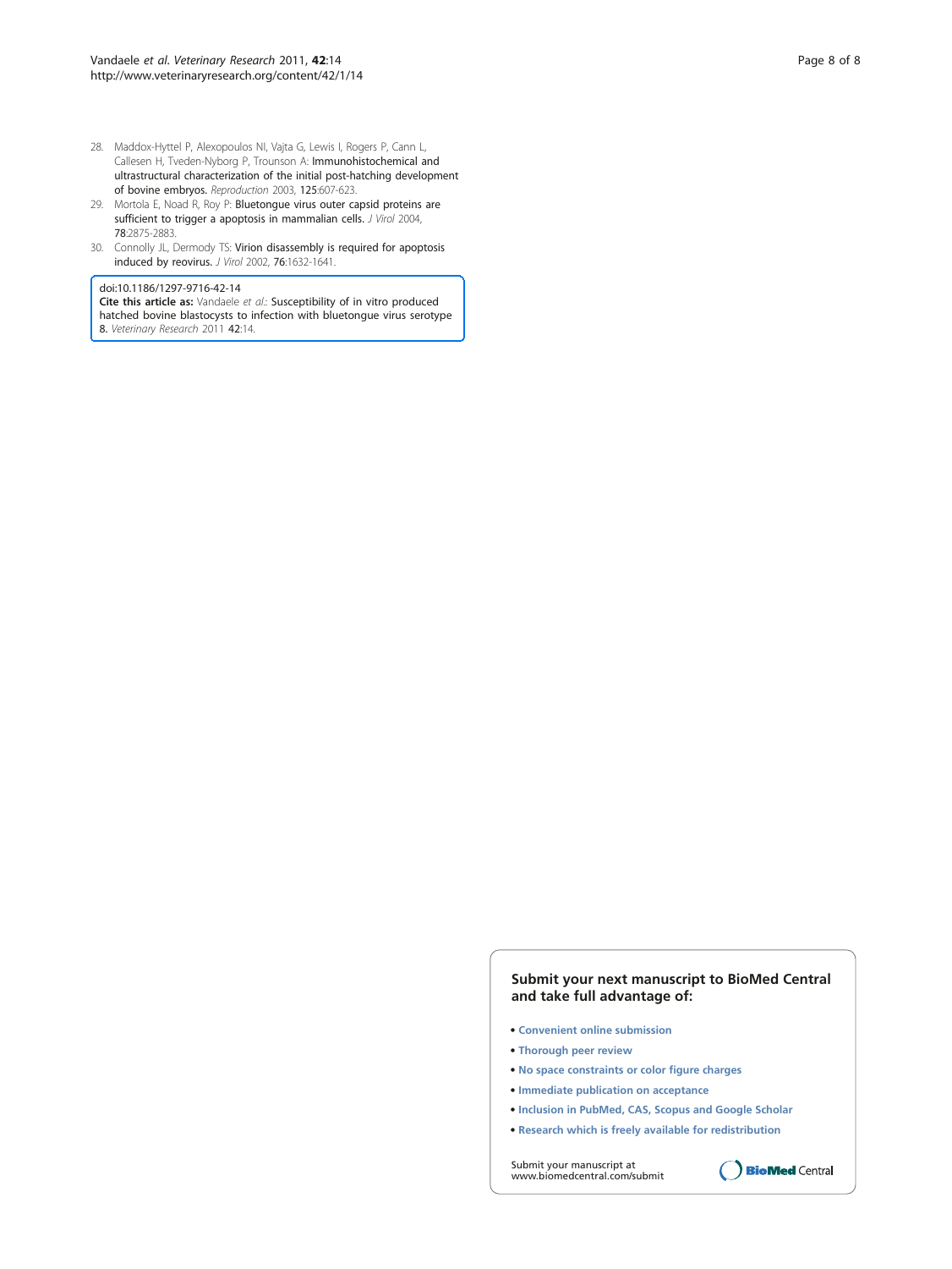28. Maddox-Hyttel P, Alexopoulos NI, Vajta G, Lewis I, Rogers P, Cann L, Callesen H, Tveden-Nyborg P, Trounson A: **Immunohistochemical and ultrastructural characterization of the initial post-hatching development of bovine embryos.** *Reproduction* 2003, **125**:607-623.
29. Mortola E, Noad R, Roy P: **Bluetongue virus outer capsid proteins are sufficient to trigger a apoptosis in mammalian cells.** *J Virol* 2004, **78**:2875-2883.
30. Connolly JL, Dermody TS: **Virion disassembly is required for apoptosis induced by reovirus.** *J Virol* 2002, **76**:1632-1641.

doi:10.1186/1297-9716-42-14
**Cite this article as:** Vandaele *et al.*: Susceptibility of in vitro produced hatched bovine blastocysts to infection with bluetongue virus serotype 8. *Veterinary Research* 2011 **42**:14.

**Submit your next manuscript to BioMed Central and take full advantage of:**

- **Convenient online submission**
- **Thorough peer review**
- **No space constraints or color figure charges**
- **Immediate publication on acceptance**
- **Inclusion in PubMed, CAS, Scopus and Google Scholar**
- **Research which is freely available for redistribution**

Submit your manuscript at
www.biomedcentral.com/submit

BioMed Central